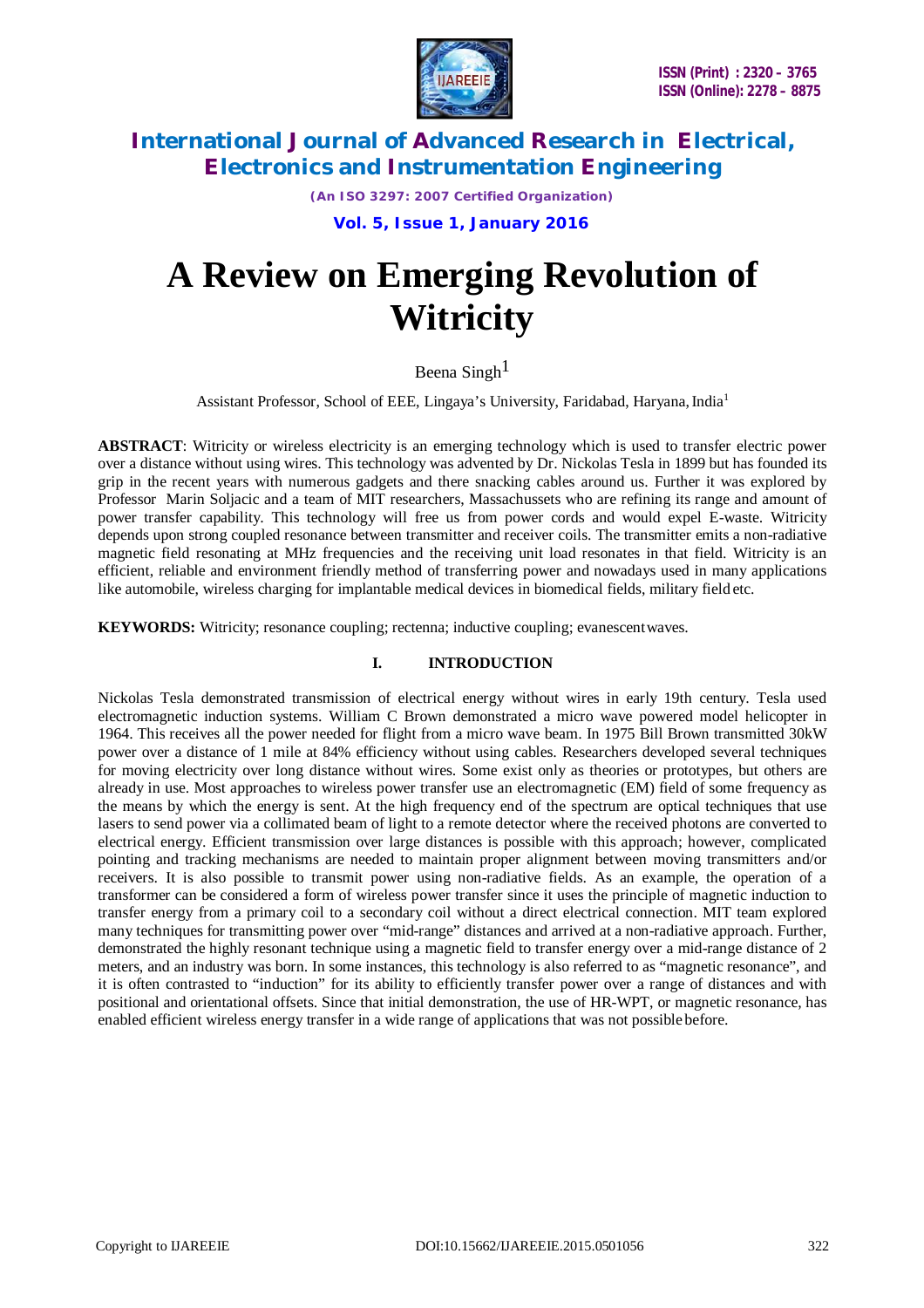# A Review on Emerging Revolution of Witricity

Beena Singh[1]

Assistant Professor, School of EEE, Lingaya's University, Faridabad, Haryana, India[1]

**ABSTRACT**: Witricity or wireless electricity is an emerging technology which is used to transfer electric power over a distance without using wires. This technology was advented by Dr. Nickolas Tesla in 1899 but has founded its grip in the recent years with numerous gadgets and there snacking cables around us. Further it was explored by Professor Marin Soljacic and a team of MIT researchers, Massachussets who are refining its range and amount of power transfer capability. This technology will free us from power cords and would expel E-waste. Witricity depends upon strong coupled resonance between transmitter and receiver coils. The transmitter emits a non-radiative magnetic field resonating at MHz frequencies and the receiving unit load resonates in that field. Witricity is an efficient, reliable and environment friendly method of transferring power and nowadays used in many applications like automobile, wireless charging for implantable medical devices in biomedical fields, military field etc.

**KEYWORDS:** Witricity; resonance coupling; rectenna; inductive coupling; evanescent waves.

## I. INTRODUCTION

Nickolas Tesla demonstrated transmission of electrical energy without wires in early 19th century. Tesla used electromagnetic induction systems. William C Brown demonstrated a micro wave powered model helicopter in 1964. This receives all the power needed for flight from a micro wave beam. In 1975 Bill Brown transmitted 30kW power over a distance of 1 mile at 84% efficiency without using cables. Researchers developed several techniques for moving electricity over long distance without wires. Some exist only as theories or prototypes, but others are already in use. Most approaches to wireless power transfer use an electromagnetic (EM) field of some frequency as the means by which the energy is sent. At the high frequency end of the spectrum are optical techniques that use lasers to send power via a collimated beam of light to a remote detector where the received photons are converted to electrical energy. Efficient transmission over large distances is possible with this approach; however, complicated pointing and tracking mechanisms are needed to maintain proper alignment between moving transmitters and/or receivers. It is also possible to transmit power using non-radiative fields. As an example, the operation of a transformer can be considered a form of wireless power transfer since it uses the principle of magnetic induction to transfer energy from a primary coil to a secondary coil without a direct electrical connection. MIT team explored many techniques for transmitting power over "mid-range" distances and arrived at a non-radiative approach. Further, demonstrated the highly resonant technique using a magnetic field to transfer energy over a mid-range distance of 2 meters, and an industry was born. In some instances, this technology is also referred to as "magnetic resonance", and it is often contrasted to "induction" for its ability to efficiently transfer power over a range of distances and with positional and orientational offsets. Since that initial demonstration, the use of HR-WPT, or magnetic resonance, has enabled efficient wireless energy transfer in a wide range of applications that was not possible before.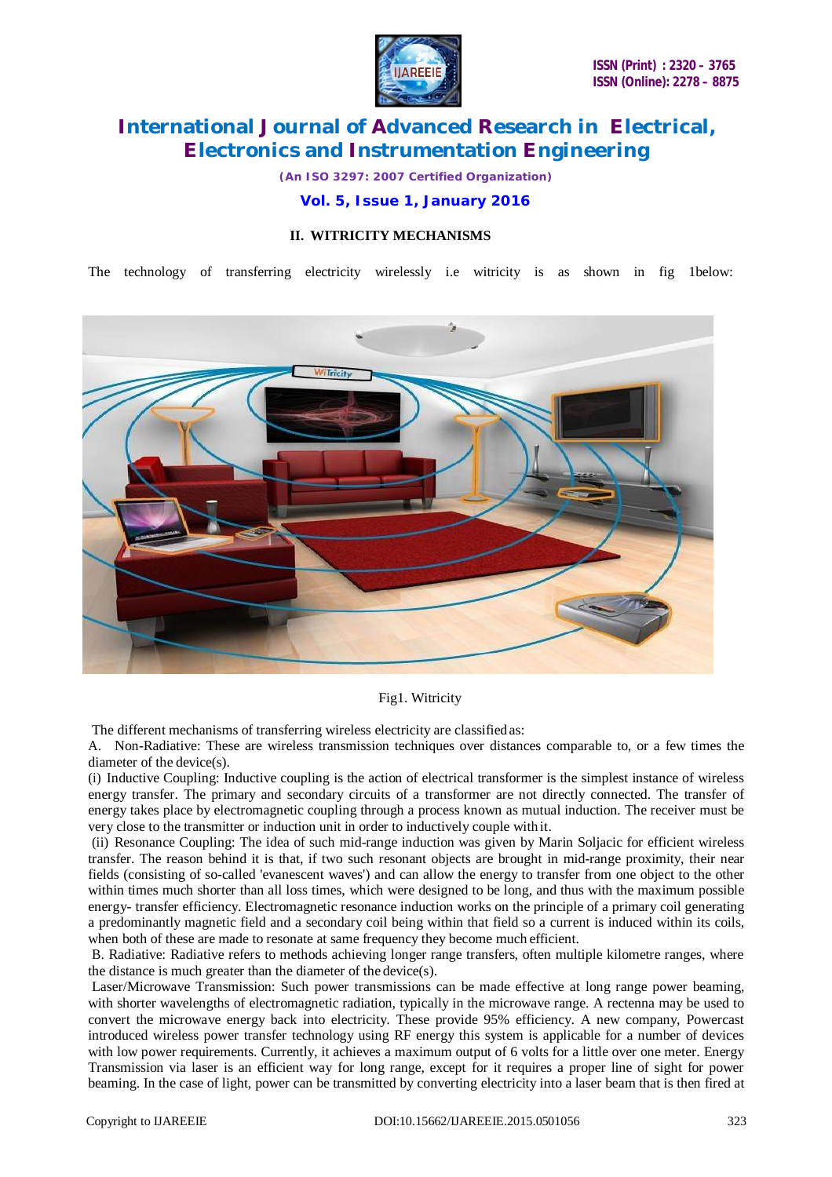## II. WITRICITY MECHANISMS

The technology of transferring electricity wirelessly i.e witricity is as shown in fig 1below:

Fig1. Witricity

The different mechanisms of transferring wireless electricity are classified as:

A. Non-Radiative: These are wireless transmission techniques over distances comparable to, or a few times the diameter of the device(s).

(i) Inductive Coupling: Inductive coupling is the action of electrical transformer is the simplest instance of wireless energy transfer. The primary and secondary circuits of a transformer are not directly connected. The transfer of energy takes place by electromagnetic coupling through a process known as mutual induction. The receiver must be very close to the transmitter or induction unit in order to inductively couple with it.

(ii) Resonance Coupling: The idea of such mid-range induction was given by Marin Soljacic for efficient wireless transfer. The reason behind it is that, if two such resonant objects are brought in mid-range proximity, their near fields (consisting of so-called 'evanescent waves') and can allow the energy to transfer from one object to the other within times much shorter than all loss times, which were designed to be long, and thus with the maximum possible energy- transfer efficiency. Electromagnetic resonance induction works on the principle of a primary coil generating a predominantly magnetic field and a secondary coil being within that field so a current is induced within its coils, when both of these are made to resonate at same frequency they become much efficient.

B. Radiative: Radiative refers to methods achieving longer range transfers, often multiple kilometre ranges, where the distance is much greater than the diameter of the device(s).

Laser/Microwave Transmission: Such power transmissions can be made effective at long range power beaming, with shorter wavelengths of electromagnetic radiation, typically in the microwave range. A rectenna may be used to convert the microwave energy back into electricity. These provide 95% efficiency. A new company, Powercast introduced wireless power transfer technology using RF energy this system is applicable for a number of devices with low power requirements. Currently, it achieves a maximum output of 6 volts for a little over one meter. Energy Transmission via laser is an efficient way for long range, except for it requires a proper line of sight for power beaming. In the case of light, power can be transmitted by converting electricity into a laser beam that is then fired at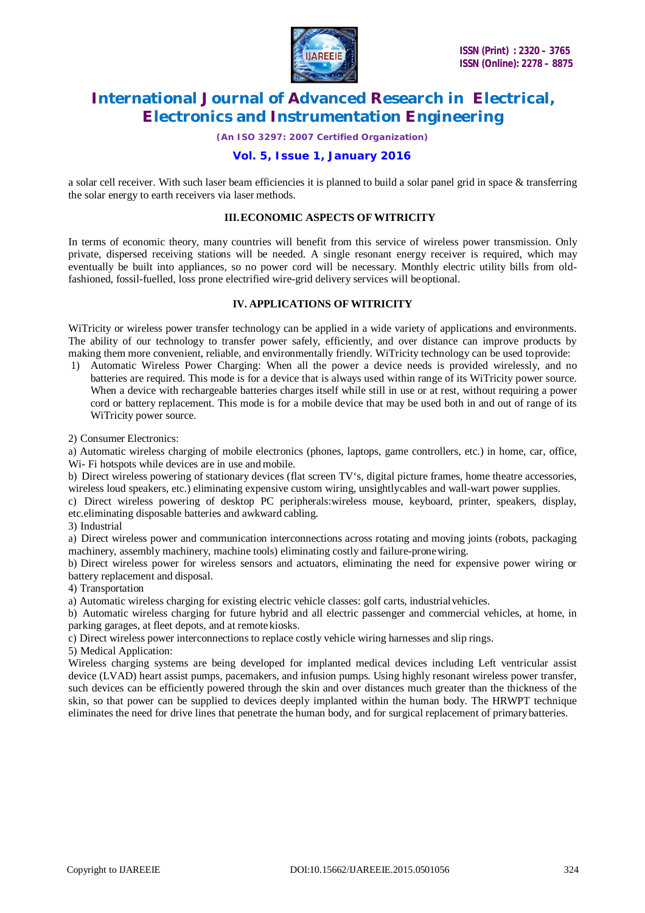a solar cell receiver. With such laser beam efficiencies it is planned to build a solar panel grid in space & transferring the solar energy to earth receivers via laser methods.

## III. ECONOMIC ASPECTS OF WITRICITY

In terms of economic theory, many countries will benefit from this service of wireless power transmission. Only private, dispersed receiving stations will be needed. A single resonant energy receiver is required, which may eventually be built into appliances, so no power cord will be necessary. Monthly electric utility bills from old-fashioned, fossil-fuelled, loss prone electrified wire-grid delivery services will be optional.

## IV. APPLICATIONS OF WITRICITY

WiTricity or wireless power transfer technology can be applied in a wide variety of applications and environments. The ability of our technology to transfer power safely, efficiently, and over distance can improve products by making them more convenient, reliable, and environmentally friendly. WiTricity technology can be used to provide:

1) Automatic Wireless Power Charging: When all the power a device needs is provided wirelessly, and no batteries are required. This mode is for a device that is always used within range of its WiTricity power source. When a device with rechargeable batteries charges itself while still in use or at rest, without requiring a power cord or battery replacement. This mode is for a mobile device that may be used both in and out of range of its WiTricity power source.

2) Consumer Electronics:

a) Automatic wireless charging of mobile electronics (phones, laptops, game controllers, etc.) in home, car, office, Wi- Fi hotspots while devices are in use and mobile.

b) Direct wireless powering of stationary devices (flat screen TV's, digital picture frames, home theatre accessories, wireless loud speakers, etc.) eliminating expensive custom wiring, unsightlycables and wall-wart power supplies.

c) Direct wireless powering of desktop PC peripherals:wireless mouse, keyboard, printer, speakers, display, etc.eliminating disposable batteries and awkward cabling.

3) Industrial

a) Direct wireless power and communication interconnections across rotating and moving joints (robots, packaging machinery, assembly machinery, machine tools) eliminating costly and failure-prone wiring.

b) Direct wireless power for wireless sensors and actuators, eliminating the need for expensive power wiring or battery replacement and disposal.

4) Transportation

a) Automatic wireless charging for existing electric vehicle classes: golf carts, industrial vehicles.

b) Automatic wireless charging for future hybrid and all electric passenger and commercial vehicles, at home, in parking garages, at fleet depots, and at remote kiosks.

c) Direct wireless power interconnections to replace costly vehicle wiring harnesses and slip rings.

5) Medical Application:

Wireless charging systems are being developed for implanted medical devices including Left ventricular assist device (LVAD) heart assist pumps, pacemakers, and infusion pumps. Using highly resonant wireless power transfer, such devices can be efficiently powered through the skin and over distances much greater than the thickness of the skin, so that power can be supplied to devices deeply implanted within the human body. The HRWPT technique eliminates the need for drive lines that penetrate the human body, and for surgical replacement of primary batteries.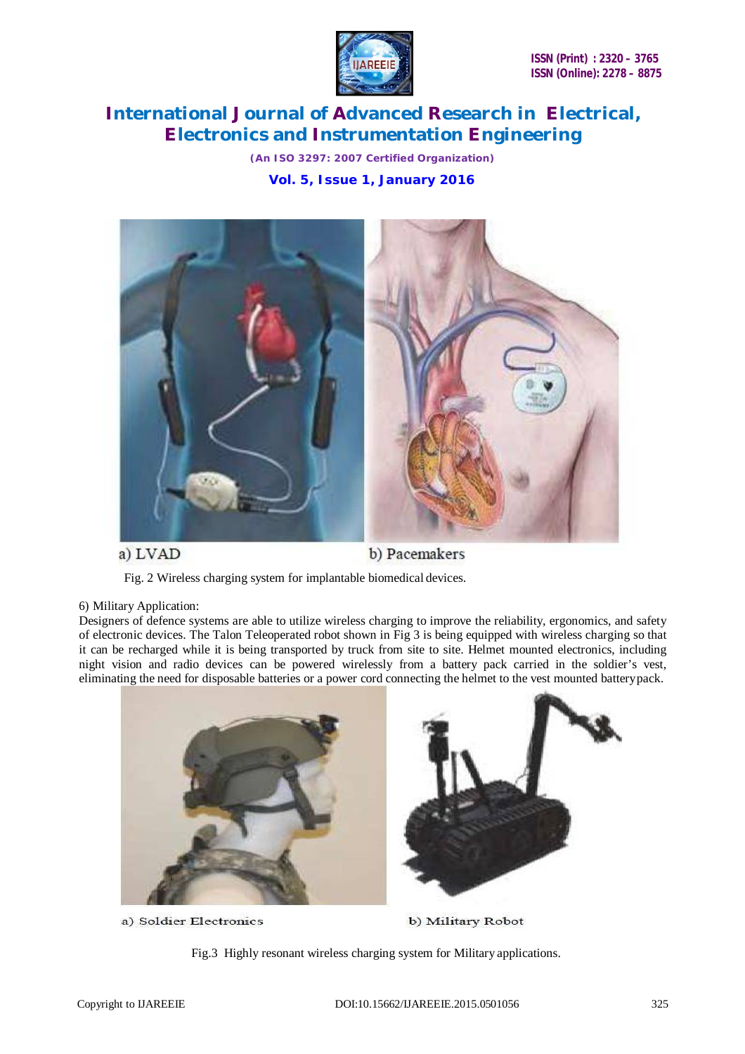a) LVAD

b) Pacemakers

Fig. 2 Wireless charging system for implantable biomedical devices.

6) Military Application:

Designers of defence systems are able to utilize wireless charging to improve the reliability, ergonomics, and safety of electronic devices. The Talon Teleoperated robot shown in Fig 3 is being equipped with wireless charging so that it can be recharged while it is being transported by truck from site to site. Helmet mounted electronics, including night vision and radio devices can be powered wirelessly from a battery pack carried in the soldier's vest, eliminating the need for disposable batteries or a power cord connecting the helmet to the vest mounted battery pack.

a) Soldier Electronics

b) Military Robot

Fig.3 Highly resonant wireless charging system for Military applications.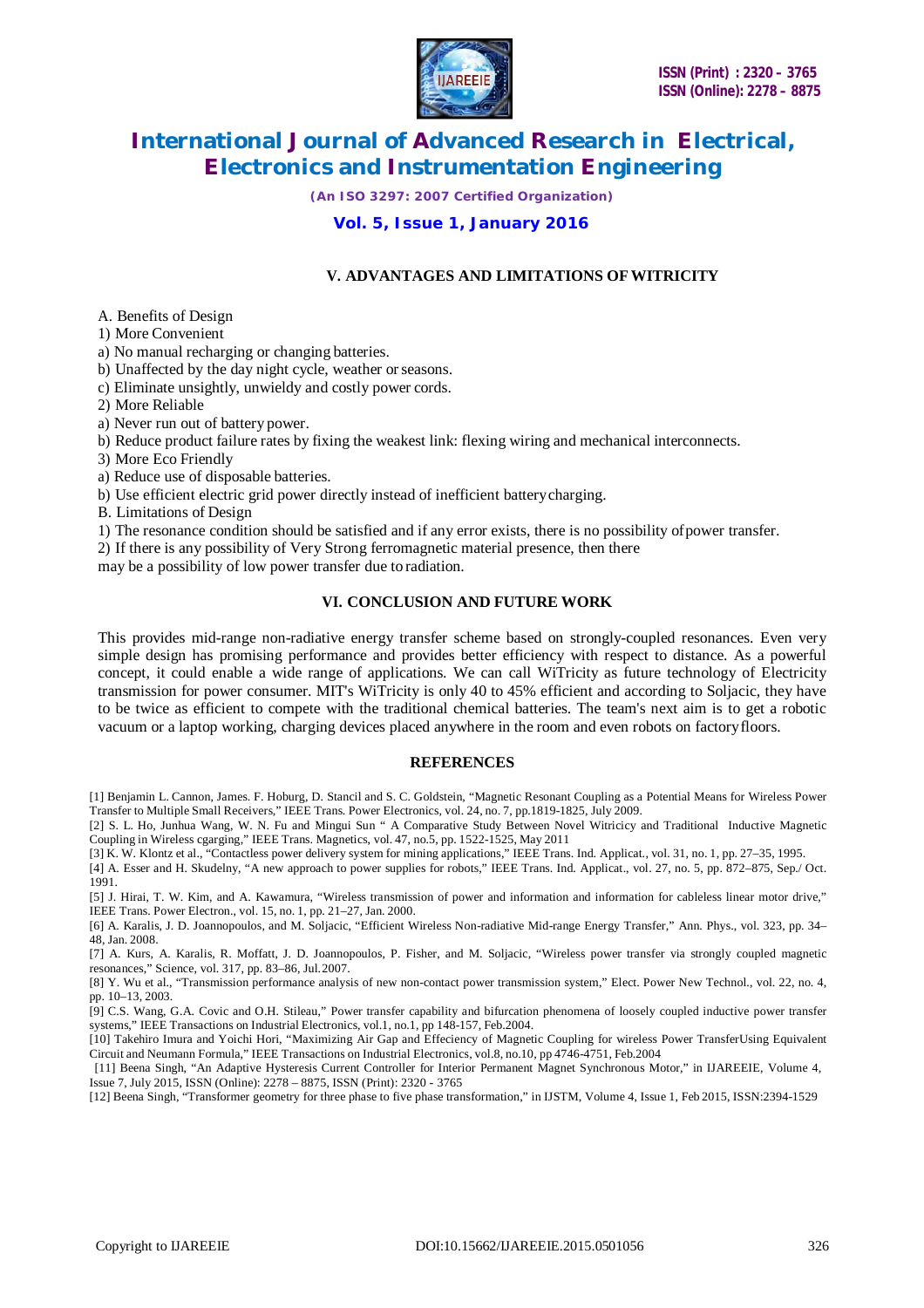## V. ADVANTAGES AND LIMITATIONS OF WITRICITY

A. Benefits of Design

1) More Convenient

a) No manual recharging or changing batteries.

b) Unaffected by the day night cycle, weather or seasons.

c) Eliminate unsightly, unwieldy and costly power cords.

2) More Reliable

a) Never run out of battery power.

b) Reduce product failure rates by fixing the weakest link: flexing wiring and mechanical interconnects.

3) More Eco Friendly

a) Reduce use of disposable batteries.

b) Use efficient electric grid power directly instead of inefficient battery charging.

B. Limitations of Design

1) The resonance condition should be satisfied and if any error exists, there is no possibility of power transfer.

2) If there is any possibility of Very Strong ferromagnetic material presence, then there may be a possibility of low power transfer due to radiation.

## VI. CONCLUSION AND FUTURE WORK

This provides mid-range non-radiative energy transfer scheme based on strongly-coupled resonances. Even very simple design has promising performance and provides better efficiency with respect to distance. As a powerful concept, it could enable a wide range of applications. We can call WiTricity as future technology of Electricity transmission for power consumer. MIT's WiTricity is only 40 to 45% efficient and according to Soljacic, they have to be twice as efficient to compete with the traditional chemical batteries. The team's next aim is to get a robotic vacuum or a laptop working, charging devices placed anywhere in the room and even robots on factory floors.

## REFERENCES

[1] Benjamin L. Cannon, James. F. Hoburg, D. Stancil and S. C. Goldstein, "Magnetic Resonant Coupling as a Potential Means for Wireless Power Transfer to Multiple Small Receivers," IEEE Trans. Power Electronics, vol. 24, no. 7, pp.1819-1825, July 2009.

[2] S. L. Ho, Junhua Wang, W. N. Fu and Mingui Sun " A Comparative Study Between Novel Witricicy and Traditional Inductive Magnetic Coupling in Wireless cgarging," IEEE Trans. Magnetics, vol. 47, no.5, pp. 1522-1525, May 2011

[3] K. W. Klontz et al., "Contactless power delivery system for mining applications," IEEE Trans. Ind. Applicat., vol. 31, no. 1, pp. 27–35, 1995.

[4] A. Esser and H. Skudelny, "A new approach to power supplies for robots," IEEE Trans. Ind. Applicat., vol. 27, no. 5, pp. 872–875, Sep./ Oct. 1991.

[5] J. Hirai, T. W. Kim, and A. Kawamura, "Wireless transmission of power and information and information for cableless linear motor drive," IEEE Trans. Power Electron., vol. 15, no. 1, pp. 21–27, Jan. 2000.

[6] A. Karalis, J. D. Joannopoulos, and M. Soljacic, "Efficient Wireless Non-radiative Mid-range Energy Transfer," Ann. Phys., vol. 323, pp. 34–48, Jan. 2008.

[7] A. Kurs, A. Karalis, R. Moffatt, J. D. Joannopoulos, P. Fisher, and M. Soljacic, "Wireless power transfer via strongly coupled magnetic resonances," Science, vol. 317, pp. 83–86, Jul. 2007.

[8] Y. Wu et al., "Transmission performance analysis of new non-contact power transmission system," Elect. Power New Technol., vol. 22, no. 4, pp. 10–13, 2003.

[9] C.S. Wang, G.A. Covic and O.H. Stileau," Power transfer capability and bifurcation phenomena of loosely coupled inductive power transfer systems," IEEE Transactions on Industrial Electronics, vol.1, no.1, pp 148-157, Feb.2004.

[10] Takehiro Imura and Yoichi Hori, "Maximizing Air Gap and Effeciency of Magnetic Coupling for wireless Power TransferUsing Equivalent Circuit and Neumann Formula," IEEE Transactions on Industrial Electronics, vol.8, no.10, pp 4746-4751, Feb.2004

[11] Beena Singh, "An Adaptive Hysteresis Current Controller for Interior Permanent Magnet Synchronous Motor," in IJAREEIE, Volume 4, Issue 7, July 2015, ISSN (Online): 2278 – 8875, ISSN (Print): 2320 - 3765

[12] Beena Singh, "Transformer geometry for three phase to five phase transformation," in IJSTM, Volume 4, Issue 1, Feb 2015, ISSN:2394-1529